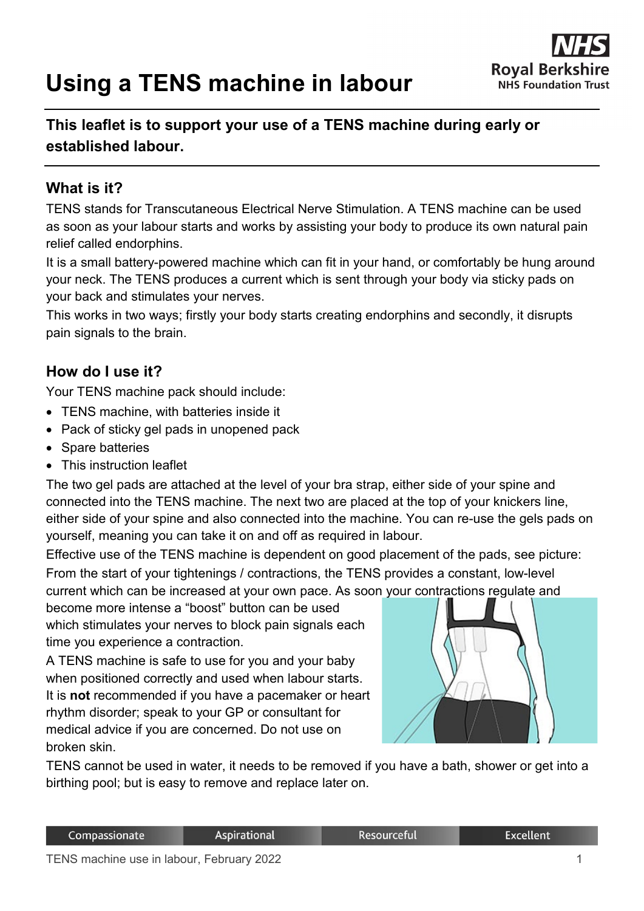# Using a TENS machine in labour

**This leaflet is to support your use of a TENS machine during early or established labour.**

## What is it?

TENS stands for Transcutaneous Electrical Nerve Stimulation. A TENS machine can be used as soon as your labour starts and works by assisting your body to produce its own natural pain relief called endorphins.

It is a small battery-powered machine which can fit in your hand, or comfortably be hung around your neck. The TENS produces a current which is sent through your body via sticky pads on your back and stimulates your nerves.

This works in two ways; firstly your body starts creating endorphins and secondly, it disrupts pain signals to the brain.

## How do I use it?

Your TENS machine pack should include:

- TENS machine, with batteries inside it
- Pack of sticky gel pads in unopened pack
- Spare batteries
- This instruction leaflet

The two gel pads are attached at the level of your bra strap, either side of your spine and connected into the TENS machine. The next two are placed at the top of your knickers line, either side of your spine and also connected into the machine. You can re-use the gels pads on yourself, meaning you can take it on and off as required in labour.

Effective use of the TENS machine is dependent on good placement of the pads, see picture:

From the start of your tightenings / contractions, the TENS provides a constant, low-level current which can be increased at your own pace. As soon your contractions regulate and become more intense a "boost" button can be used which stimulates your nerves to block pain signals each time you experience a contraction.

A TENS machine is safe to use for you and your baby when positioned correctly and used when labour starts. It is **not** recommended if you have a pacemaker or heart rhythm disorder; speak to your GP or consultant for medical advice if you are concerned. Do not use on broken skin.

TENS cannot be used in water, it needs to be removed if you have a bath, shower or get into a birthing pool; but is easy to remove and replace later on.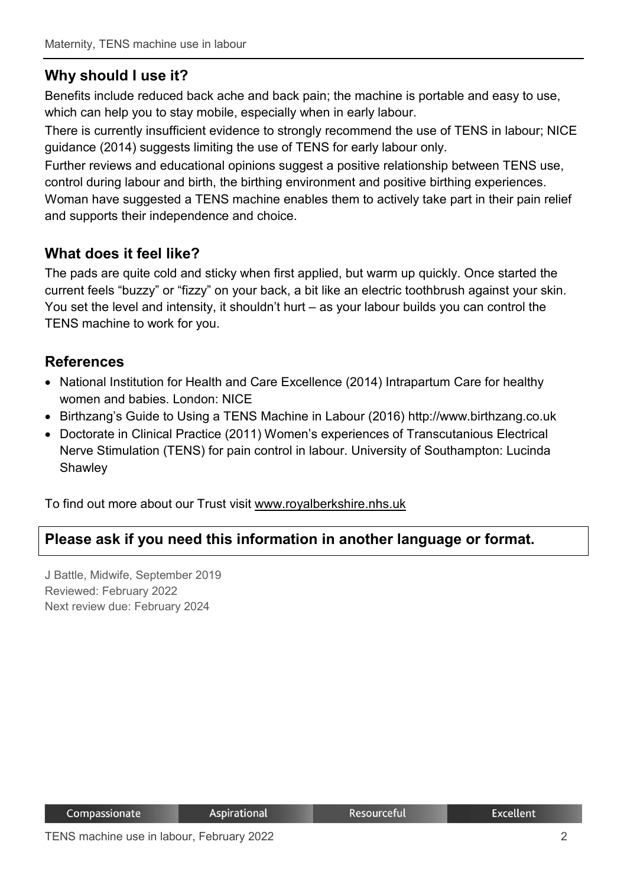## Why should I use it?

Benefits include reduced back ache and back pain; the machine is portable and easy to use, which can help you to stay mobile, especially when in early labour.

There is currently insufficient evidence to strongly recommend the use of TENS in labour; NICE guidance (2014) suggests limiting the use of TENS for early labour only.

Further reviews and educational opinions suggest a positive relationship between TENS use, control during labour and birth, the birthing environment and positive birthing experiences. Woman have suggested a TENS machine enables them to actively take part in their pain relief and supports their independence and choice.

## What does it feel like?

The pads are quite cold and sticky when first applied, but warm up quickly. Once started the current feels "buzzy" or "fizzy" on your back, a bit like an electric toothbrush against your skin. You set the level and intensity, it shouldn't hurt – as your labour builds you can control the TENS machine to work for you.

## References

- National Institution for Health and Care Excellence (2014) Intrapartum Care for healthy women and babies. London: NICE
- Birthzang's Guide to Using a TENS Machine in Labour (2016) http://www.birthzang.co.uk
- Doctorate in Clinical Practice (2011) Women's experiences of Transcutanious Electrical Nerve Stimulation (TENS) for pain control in labour. University of Southampton: Lucinda Shawley

To find out more about our Trust visit www.royalberkshire.nhs.uk

**Please ask if you need this information in another language or format.**

J Battle, Midwife, September 2019
Reviewed: February 2022
Next review due: February 2024

Compassionate | Aspirational | Resourceful | Excellent